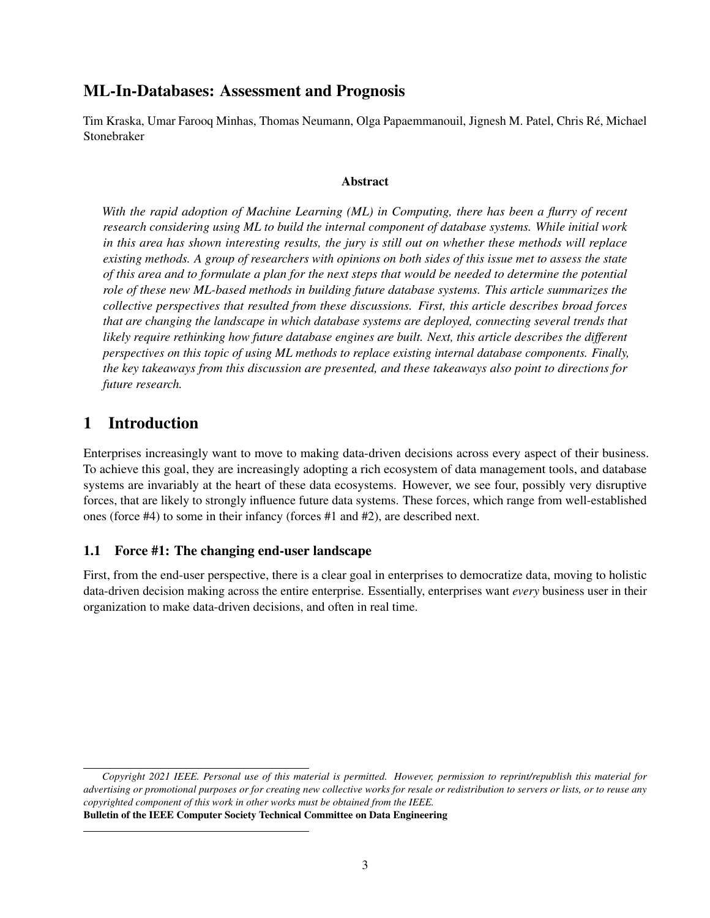# ML-In-Databases: Assessment and Prognosis

Tim Kraska, Umar Farooq Minhas, Thomas Neumann, Olga Papaemmanouil, Jignesh M. Patel, Chris Ré, Michael Stonebraker

**Abstract**

*With the rapid adoption of Machine Learning (ML) in Computing, there has been a flurry of recent research considering using ML to build the internal component of database systems. While initial work in this area has shown interesting results, the jury is still out on whether these methods will replace existing methods. A group of researchers with opinions on both sides of this issue met to assess the state of this area and to formulate a plan for the next steps that would be needed to determine the potential role of these new ML-based methods in building future database systems. This article summarizes the collective perspectives that resulted from these discussions. First, this article describes broad forces that are changing the landscape in which database systems are deployed, connecting several trends that likely require rethinking how future database engines are built. Next, this article describes the different perspectives on this topic of using ML methods to replace existing internal database components. Finally, the key takeaways from this discussion are presented, and these takeaways also point to directions for future research.*

## 1 Introduction

Enterprises increasingly want to move to making data-driven decisions across every aspect of their business. To achieve this goal, they are increasingly adopting a rich ecosystem of data management tools, and database systems are invariably at the heart of these data ecosystems. However, we see four, possibly very disruptive forces, that are likely to strongly influence future data systems. These forces, which range from well-established ones (force #4) to some in their infancy (forces #1 and #2), are described next.

### 1.1 Force #1: The changing end-user landscape

First, from the end-user perspective, there is a clear goal in enterprises to democratize data, moving to holistic data-driven decision making across the entire enterprise. Essentially, enterprises want *every* business user in their organization to make data-driven decisions, and often in real time.

---

*Copyright 2021 IEEE. Personal use of this material is permitted. However, permission to reprint/republish this material for advertising or promotional purposes or for creating new collective works for resale or redistribution to servers or lists, or to reuse any copyrighted component of this work in other works must be obtained from the IEEE.*
**Bulletin of the IEEE Computer Society Technical Committee on Data Engineering**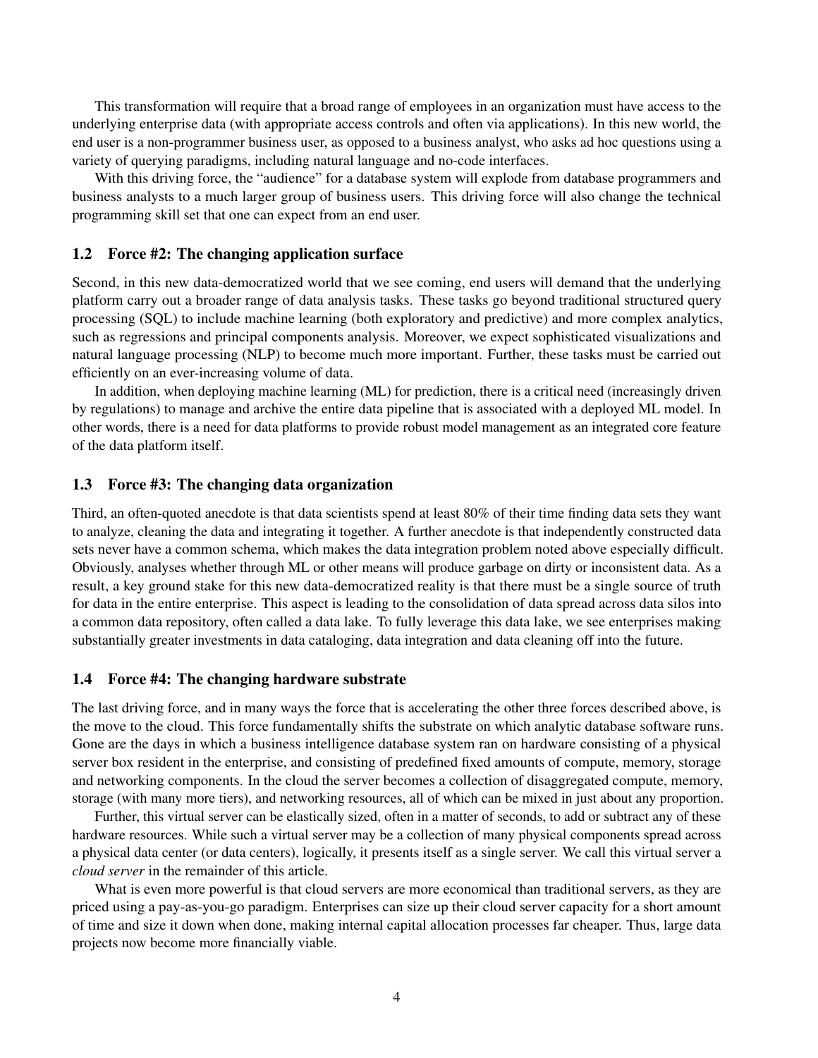This transformation will require that a broad range of employees in an organization must have access to the underlying enterprise data (with appropriate access controls and often via applications). In this new world, the end user is a non-programmer business user, as opposed to a business analyst, who asks ad hoc questions using a variety of querying paradigms, including natural language and no-code interfaces.

With this driving force, the "audience" for a database system will explode from database programmers and business analysts to a much larger group of business users. This driving force will also change the technical programming skill set that one can expect from an end user.

### 1.2 Force #2: The changing application surface

Second, in this new data-democratized world that we see coming, end users will demand that the underlying platform carry out a broader range of data analysis tasks. These tasks go beyond traditional structured query processing (SQL) to include machine learning (both exploratory and predictive) and more complex analytics, such as regressions and principal components analysis. Moreover, we expect sophisticated visualizations and natural language processing (NLP) to become much more important. Further, these tasks must be carried out efficiently on an ever-increasing volume of data.

In addition, when deploying machine learning (ML) for prediction, there is a critical need (increasingly driven by regulations) to manage and archive the entire data pipeline that is associated with a deployed ML model. In other words, there is a need for data platforms to provide robust model management as an integrated core feature of the data platform itself.

### 1.3 Force #3: The changing data organization

Third, an often-quoted anecdote is that data scientists spend at least 80% of their time finding data sets they want to analyze, cleaning the data and integrating it together. A further anecdote is that independently constructed data sets never have a common schema, which makes the data integration problem noted above especially difficult. Obviously, analyses whether through ML or other means will produce garbage on dirty or inconsistent data. As a result, a key ground stake for this new data-democratized reality is that there must be a single source of truth for data in the entire enterprise. This aspect is leading to the consolidation of data spread across data silos into a common data repository, often called a data lake. To fully leverage this data lake, we see enterprises making substantially greater investments in data cataloging, data integration and data cleaning off into the future.

### 1.4 Force #4: The changing hardware substrate

The last driving force, and in many ways the force that is accelerating the other three forces described above, is the move to the cloud. This force fundamentally shifts the substrate on which analytic database software runs. Gone are the days in which a business intelligence database system ran on hardware consisting of a physical server box resident in the enterprise, and consisting of predefined fixed amounts of compute, memory, storage and networking components. In the cloud the server becomes a collection of disaggregated compute, memory, storage (with many more tiers), and networking resources, all of which can be mixed in just about any proportion.

Further, this virtual server can be elastically sized, often in a matter of seconds, to add or subtract any of these hardware resources. While such a virtual server may be a collection of many physical components spread across a physical data center (or data centers), logically, it presents itself as a single server. We call this virtual server a *cloud server* in the remainder of this article.

What is even more powerful is that cloud servers are more economical than traditional servers, as they are priced using a pay-as-you-go paradigm. Enterprises can size up their cloud server capacity for a short amount of time and size it down when done, making internal capital allocation processes far cheaper. Thus, large data projects now become more financially viable.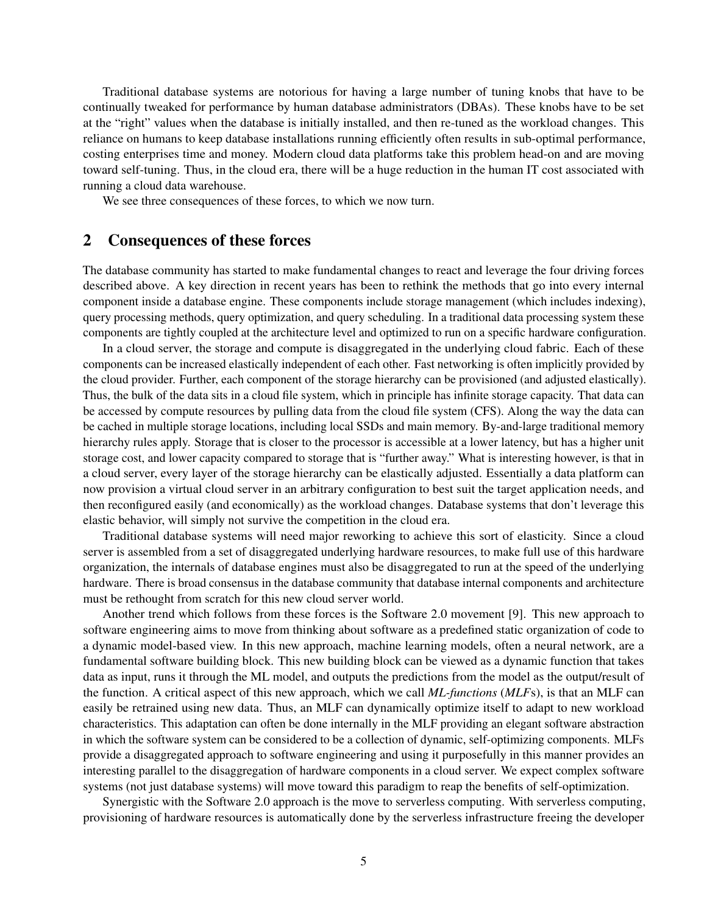Traditional database systems are notorious for having a large number of tuning knobs that have to be continually tweaked for performance by human database administrators (DBAs). These knobs have to be set at the "right" values when the database is initially installed, and then re-tuned as the workload changes. This reliance on humans to keep database installations running efficiently often results in sub-optimal performance, costing enterprises time and money. Modern cloud data platforms take this problem head-on and are moving toward self-tuning. Thus, in the cloud era, there will be a huge reduction in the human IT cost associated with running a cloud data warehouse.

We see three consequences of these forces, to which we now turn.

## 2 Consequences of these forces

The database community has started to make fundamental changes to react and leverage the four driving forces described above. A key direction in recent years has been to rethink the methods that go into every internal component inside a database engine. These components include storage management (which includes indexing), query processing methods, query optimization, and query scheduling. In a traditional data processing system these components are tightly coupled at the architecture level and optimized to run on a specific hardware configuration.

In a cloud server, the storage and compute is disaggregated in the underlying cloud fabric. Each of these components can be increased elastically independent of each other. Fast networking is often implicitly provided by the cloud provider. Further, each component of the storage hierarchy can be provisioned (and adjusted elastically). Thus, the bulk of the data sits in a cloud file system, which in principle has infinite storage capacity. That data can be accessed by compute resources by pulling data from the cloud file system (CFS). Along the way the data can be cached in multiple storage locations, including local SSDs and main memory. By-and-large traditional memory hierarchy rules apply. Storage that is closer to the processor is accessible at a lower latency, but has a higher unit storage cost, and lower capacity compared to storage that is "further away." What is interesting however, is that in a cloud server, every layer of the storage hierarchy can be elastically adjusted. Essentially a data platform can now provision a virtual cloud server in an arbitrary configuration to best suit the target application needs, and then reconfigured easily (and economically) as the workload changes. Database systems that don't leverage this elastic behavior, will simply not survive the competition in the cloud era.

Traditional database systems will need major reworking to achieve this sort of elasticity. Since a cloud server is assembled from a set of disaggregated underlying hardware resources, to make full use of this hardware organization, the internals of database engines must also be disaggregated to run at the speed of the underlying hardware. There is broad consensus in the database community that database internal components and architecture must be rethought from scratch for this new cloud server world.

Another trend which follows from these forces is the Software 2.0 movement [9]. This new approach to software engineering aims to move from thinking about software as a predefined static organization of code to a dynamic model-based view. In this new approach, machine learning models, often a neural network, are a fundamental software building block. This new building block can be viewed as a dynamic function that takes data as input, runs it through the ML model, and outputs the predictions from the model as the output/result of the function. A critical aspect of this new approach, which we call *ML-functions* (*MLF*s), is that an MLF can easily be retrained using new data. Thus, an MLF can dynamically optimize itself to adapt to new workload characteristics. This adaptation can often be done internally in the MLF providing an elegant software abstraction in which the software system can be considered to be a collection of dynamic, self-optimizing components. MLFs provide a disaggregated approach to software engineering and using it purposefully in this manner provides an interesting parallel to the disaggregation of hardware components in a cloud server. We expect complex software systems (not just database systems) will move toward this paradigm to reap the benefits of self-optimization.

Synergistic with the Software 2.0 approach is the move to serverless computing. With serverless computing, provisioning of hardware resources is automatically done by the serverless infrastructure freeing the developer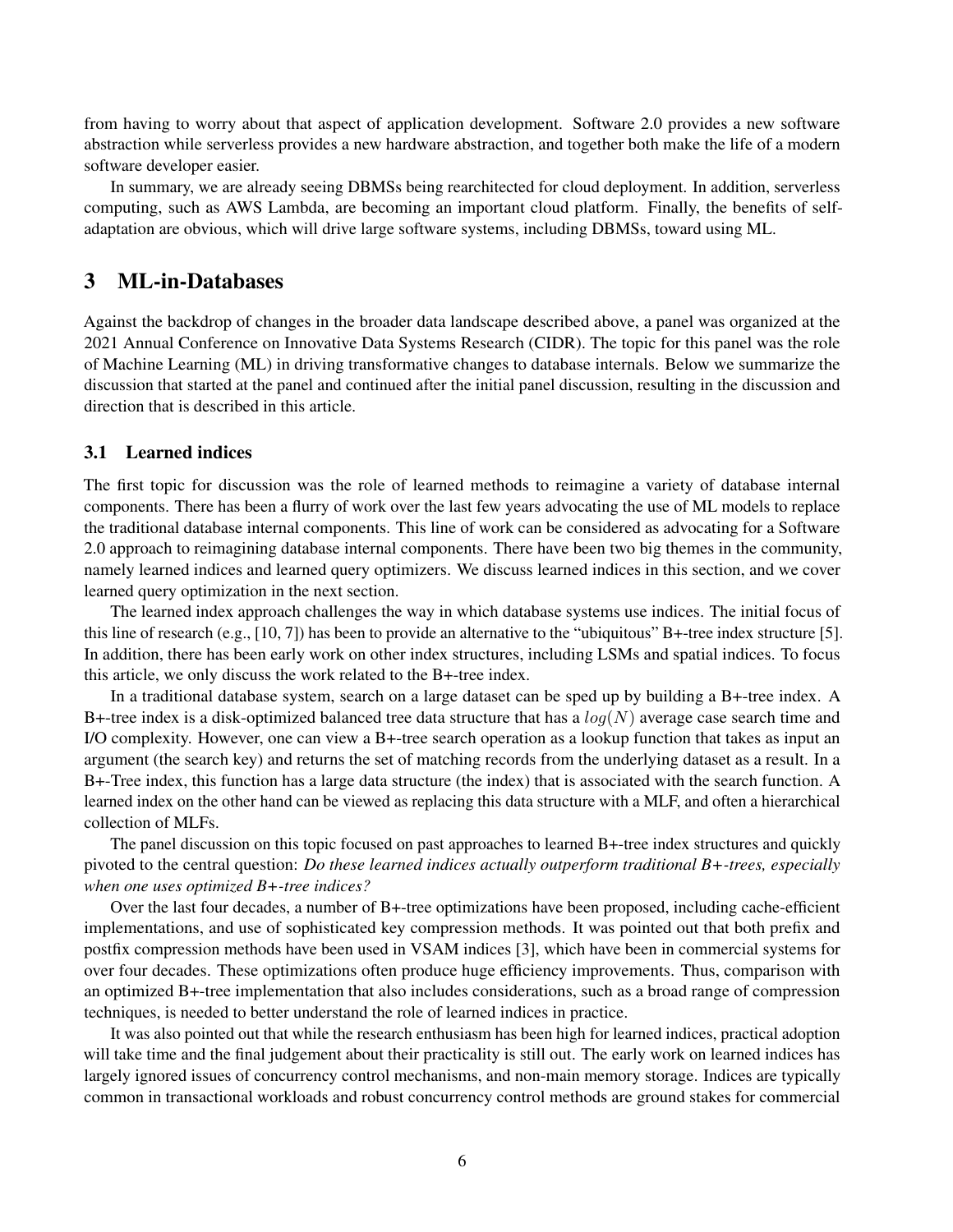from having to worry about that aspect of application development. Software 2.0 provides a new software abstraction while serverless provides a new hardware abstraction, and together both make the life of a modern software developer easier.

In summary, we are already seeing DBMSs being rearchitected for cloud deployment. In addition, serverless computing, such as AWS Lambda, are becoming an important cloud platform. Finally, the benefits of self-adaptation are obvious, which will drive large software systems, including DBMSs, toward using ML.

## 3 ML-in-Databases

Against the backdrop of changes in the broader data landscape described above, a panel was organized at the 2021 Annual Conference on Innovative Data Systems Research (CIDR). The topic for this panel was the role of Machine Learning (ML) in driving transformative changes to database internals. Below we summarize the discussion that started at the panel and continued after the initial panel discussion, resulting in the discussion and direction that is described in this article.

### 3.1 Learned indices

The first topic for discussion was the role of learned methods to reimagine a variety of database internal components. There has been a flurry of work over the last few years advocating the use of ML models to replace the traditional database internal components. This line of work can be considered as advocating for a Software 2.0 approach to reimagining database internal components. There have been two big themes in the community, namely learned indices and learned query optimizers. We discuss learned indices in this section, and we cover learned query optimization in the next section.

The learned index approach challenges the way in which database systems use indices. The initial focus of this line of research (e.g., [10, 7]) has been to provide an alternative to the "ubiquitous" B+-tree index structure [5]. In addition, there has been early work on other index structures, including LSMs and spatial indices. To focus this article, we only discuss the work related to the B+-tree index.

In a traditional database system, search on a large dataset can be sped up by building a B+-tree index. A B+-tree index is a disk-optimized balanced tree data structure that has a $log(N)$ average case search time and I/O complexity. However, one can view a B+-tree search operation as a lookup function that takes as input an argument (the search key) and returns the set of matching records from the underlying dataset as a result. In a B+-Tree index, this function has a large data structure (the index) that is associated with the search function. A learned index on the other hand can be viewed as replacing this data structure with a MLF, and often a hierarchical collection of MLFs.

The panel discussion on this topic focused on past approaches to learned B+-tree index structures and quickly pivoted to the central question: *Do these learned indices actually outperform traditional B+-trees, especially when one uses optimized B+-tree indices?*

Over the last four decades, a number of B+-tree optimizations have been proposed, including cache-efficient implementations, and use of sophisticated key compression methods. It was pointed out that both prefix and postfix compression methods have been used in VSAM indices [3], which have been in commercial systems for over four decades. These optimizations often produce huge efficiency improvements. Thus, comparison with an optimized B+-tree implementation that also includes considerations, such as a broad range of compression techniques, is needed to better understand the role of learned indices in practice.

It was also pointed out that while the research enthusiasm has been high for learned indices, practical adoption will take time and the final judgement about their practicality is still out. The early work on learned indices has largely ignored issues of concurrency control mechanisms, and non-main memory storage. Indices are typically common in transactional workloads and robust concurrency control methods are ground stakes for commercial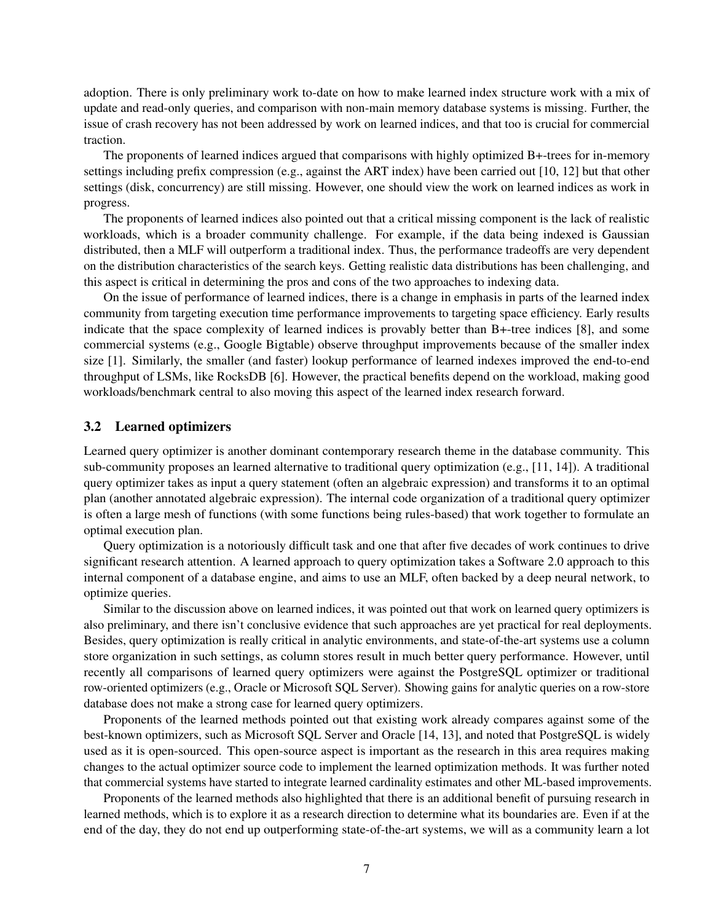adoption. There is only preliminary work to-date on how to make learned index structure work with a mix of update and read-only queries, and comparison with non-main memory database systems is missing. Further, the issue of crash recovery has not been addressed by work on learned indices, and that too is crucial for commercial traction.

The proponents of learned indices argued that comparisons with highly optimized B+-trees for in-memory settings including prefix compression (e.g., against the ART index) have been carried out [10, 12] but that other settings (disk, concurrency) are still missing. However, one should view the work on learned indices as work in progress.

The proponents of learned indices also pointed out that a critical missing component is the lack of realistic workloads, which is a broader community challenge. For example, if the data being indexed is Gaussian distributed, then a MLF will outperform a traditional index. Thus, the performance tradeoffs are very dependent on the distribution characteristics of the search keys. Getting realistic data distributions has been challenging, and this aspect is critical in determining the pros and cons of the two approaches to indexing data.

On the issue of performance of learned indices, there is a change in emphasis in parts of the learned index community from targeting execution time performance improvements to targeting space efficiency. Early results indicate that the space complexity of learned indices is provably better than B+-tree indices [8], and some commercial systems (e.g., Google Bigtable) observe throughput improvements because of the smaller index size [1]. Similarly, the smaller (and faster) lookup performance of learned indexes improved the end-to-end throughput of LSMs, like RocksDB [6]. However, the practical benefits depend on the workload, making good workloads/benchmark central to also moving this aspect of the learned index research forward.

### 3.2 Learned optimizers

Learned query optimizer is another dominant contemporary research theme in the database community. This sub-community proposes an learned alternative to traditional query optimization (e.g., [11, 14]). A traditional query optimizer takes as input a query statement (often an algebraic expression) and transforms it to an optimal plan (another annotated algebraic expression). The internal code organization of a traditional query optimizer is often a large mesh of functions (with some functions being rules-based) that work together to formulate an optimal execution plan.

Query optimization is a notoriously difficult task and one that after five decades of work continues to drive significant research attention. A learned approach to query optimization takes a Software 2.0 approach to this internal component of a database engine, and aims to use an MLF, often backed by a deep neural network, to optimize queries.

Similar to the discussion above on learned indices, it was pointed out that work on learned query optimizers is also preliminary, and there isn't conclusive evidence that such approaches are yet practical for real deployments. Besides, query optimization is really critical in analytic environments, and state-of-the-art systems use a column store organization in such settings, as column stores result in much better query performance. However, until recently all comparisons of learned query optimizers were against the PostgreSQL optimizer or traditional row-oriented optimizers (e.g., Oracle or Microsoft SQL Server). Showing gains for analytic queries on a row-store database does not make a strong case for learned query optimizers.

Proponents of the learned methods pointed out that existing work already compares against some of the best-known optimizers, such as Microsoft SQL Server and Oracle [14, 13], and noted that PostgreSQL is widely used as it is open-sourced. This open-source aspect is important as the research in this area requires making changes to the actual optimizer source code to implement the learned optimization methods. It was further noted that commercial systems have started to integrate learned cardinality estimates and other ML-based improvements.

Proponents of the learned methods also highlighted that there is an additional benefit of pursuing research in learned methods, which is to explore it as a research direction to determine what its boundaries are. Even if at the end of the day, they do not end up outperforming state-of-the-art systems, we will as a community learn a lot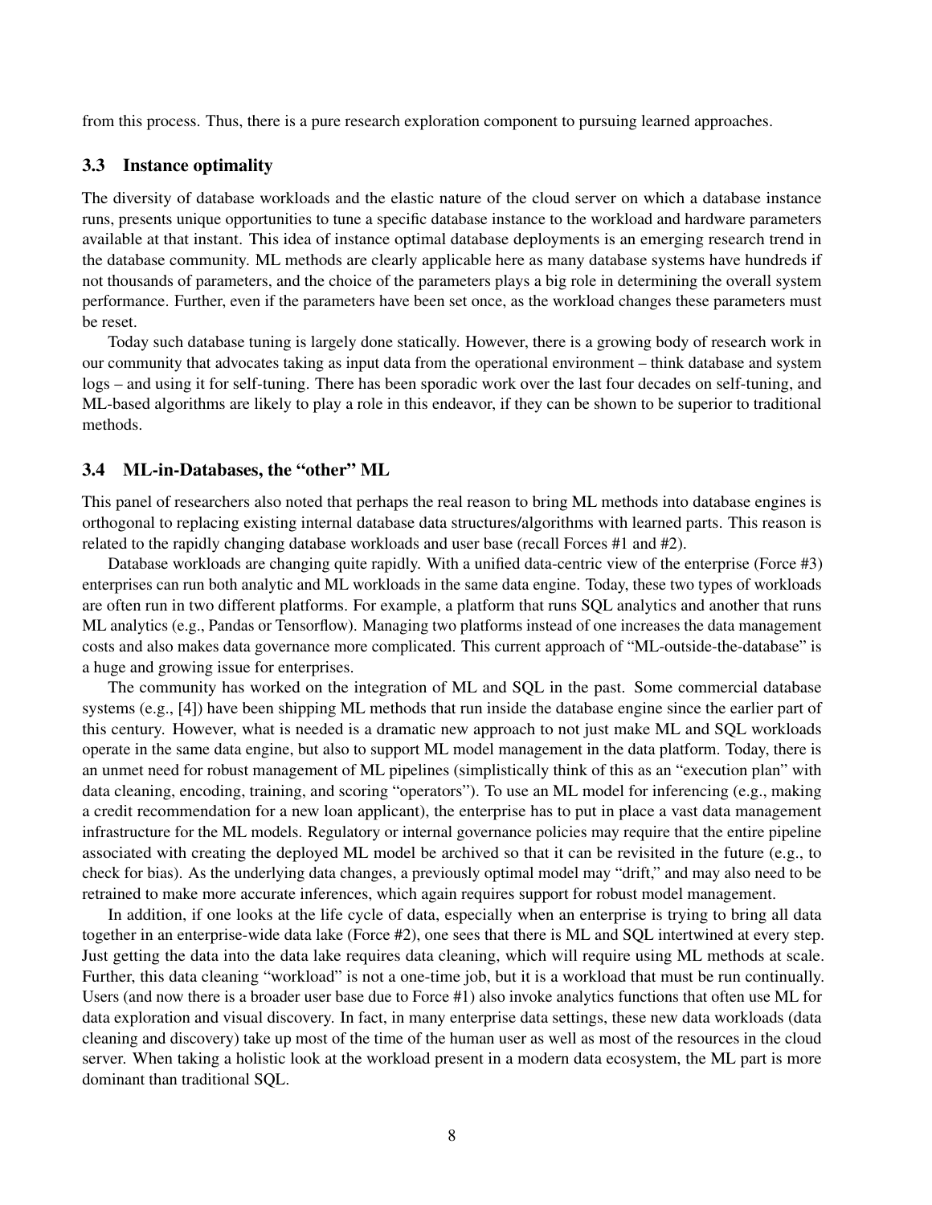from this process. Thus, there is a pure research exploration component to pursuing learned approaches.

### 3.3 Instance optimality

The diversity of database workloads and the elastic nature of the cloud server on which a database instance runs, presents unique opportunities to tune a specific database instance to the workload and hardware parameters available at that instant. This idea of instance optimal database deployments is an emerging research trend in the database community. ML methods are clearly applicable here as many database systems have hundreds if not thousands of parameters, and the choice of the parameters plays a big role in determining the overall system performance. Further, even if the parameters have been set once, as the workload changes these parameters must be reset.

Today such database tuning is largely done statically. However, there is a growing body of research work in our community that advocates taking as input data from the operational environment – think database and system logs – and using it for self-tuning. There has been sporadic work over the last four decades on self-tuning, and ML-based algorithms are likely to play a role in this endeavor, if they can be shown to be superior to traditional methods.

### 3.4 ML-in-Databases, the "other" ML

This panel of researchers also noted that perhaps the real reason to bring ML methods into database engines is orthogonal to replacing existing internal database data structures/algorithms with learned parts. This reason is related to the rapidly changing database workloads and user base (recall Forces #1 and #2).

Database workloads are changing quite rapidly. With a unified data-centric view of the enterprise (Force #3) enterprises can run both analytic and ML workloads in the same data engine. Today, these two types of workloads are often run in two different platforms. For example, a platform that runs SQL analytics and another that runs ML analytics (e.g., Pandas or Tensorflow). Managing two platforms instead of one increases the data management costs and also makes data governance more complicated. This current approach of "ML-outside-the-database" is a huge and growing issue for enterprises.

The community has worked on the integration of ML and SQL in the past. Some commercial database systems (e.g., [4]) have been shipping ML methods that run inside the database engine since the earlier part of this century. However, what is needed is a dramatic new approach to not just make ML and SQL workloads operate in the same data engine, but also to support ML model management in the data platform. Today, there is an unmet need for robust management of ML pipelines (simplistically think of this as an "execution plan" with data cleaning, encoding, training, and scoring "operators"). To use an ML model for inferencing (e.g., making a credit recommendation for a new loan applicant), the enterprise has to put in place a vast data management infrastructure for the ML models. Regulatory or internal governance policies may require that the entire pipeline associated with creating the deployed ML model be archived so that it can be revisited in the future (e.g., to check for bias). As the underlying data changes, a previously optimal model may "drift," and may also need to be retrained to make more accurate inferences, which again requires support for robust model management.

In addition, if one looks at the life cycle of data, especially when an enterprise is trying to bring all data together in an enterprise-wide data lake (Force #2), one sees that there is ML and SQL intertwined at every step. Just getting the data into the data lake requires data cleaning, which will require using ML methods at scale. Further, this data cleaning "workload" is not a one-time job, but it is a workload that must be run continually. Users (and now there is a broader user base due to Force #1) also invoke analytics functions that often use ML for data exploration and visual discovery. In fact, in many enterprise data settings, these new data workloads (data cleaning and discovery) take up most of the time of the human user as well as most of the resources in the cloud server. When taking a holistic look at the workload present in a modern data ecosystem, the ML part is more dominant than traditional SQL.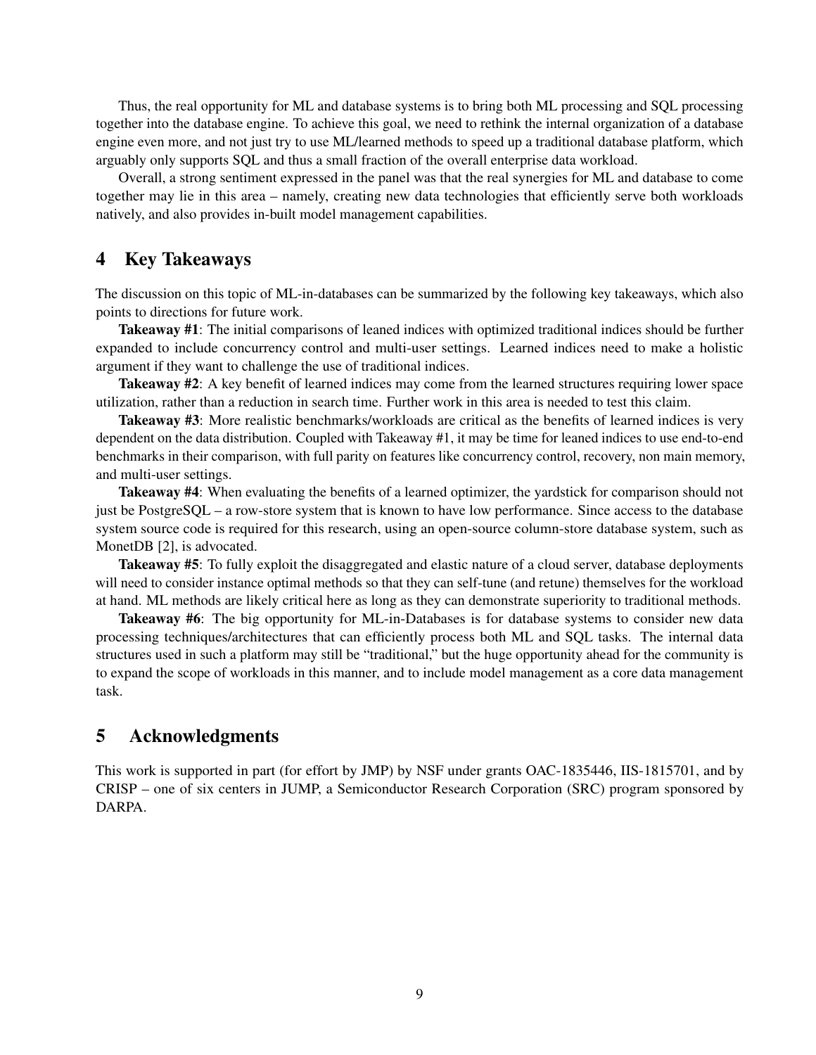Thus, the real opportunity for ML and database systems is to bring both ML processing and SQL processing together into the database engine. To achieve this goal, we need to rethink the internal organization of a database engine even more, and not just try to use ML/learned methods to speed up a traditional database platform, which arguably only supports SQL and thus a small fraction of the overall enterprise data workload.

Overall, a strong sentiment expressed in the panel was that the real synergies for ML and database to come together may lie in this area – namely, creating new data technologies that efficiently serve both workloads natively, and also provides in-built model management capabilities.

## 4 Key Takeaways

The discussion on this topic of ML-in-databases can be summarized by the following key takeaways, which also points to directions for future work.

**Takeaway #1**: The initial comparisons of leaned indices with optimized traditional indices should be further expanded to include concurrency control and multi-user settings. Learned indices need to make a holistic argument if they want to challenge the use of traditional indices.

**Takeaway #2**: A key benefit of learned indices may come from the learned structures requiring lower space utilization, rather than a reduction in search time. Further work in this area is needed to test this claim.

**Takeaway #3**: More realistic benchmarks/workloads are critical as the benefits of learned indices is very dependent on the data distribution. Coupled with Takeaway #1, it may be time for leaned indices to use end-to-end benchmarks in their comparison, with full parity on features like concurrency control, recovery, non main memory, and multi-user settings.

**Takeaway #4**: When evaluating the benefits of a learned optimizer, the yardstick for comparison should not just be PostgreSQL – a row-store system that is known to have low performance. Since access to the database system source code is required for this research, using an open-source column-store database system, such as MonetDB [2], is advocated.

**Takeaway #5**: To fully exploit the disaggregated and elastic nature of a cloud server, database deployments will need to consider instance optimal methods so that they can self-tune (and retune) themselves for the workload at hand. ML methods are likely critical here as long as they can demonstrate superiority to traditional methods.

**Takeaway #6**: The big opportunity for ML-in-Databases is for database systems to consider new data processing techniques/architectures that can efficiently process both ML and SQL tasks. The internal data structures used in such a platform may still be "traditional," but the huge opportunity ahead for the community is to expand the scope of workloads in this manner, and to include model management as a core data management task.

## 5 Acknowledgments

This work is supported in part (for effort by JMP) by NSF under grants OAC-1835446, IIS-1815701, and by CRISP – one of six centers in JUMP, a Semiconductor Research Corporation (SRC) program sponsored by DARPA.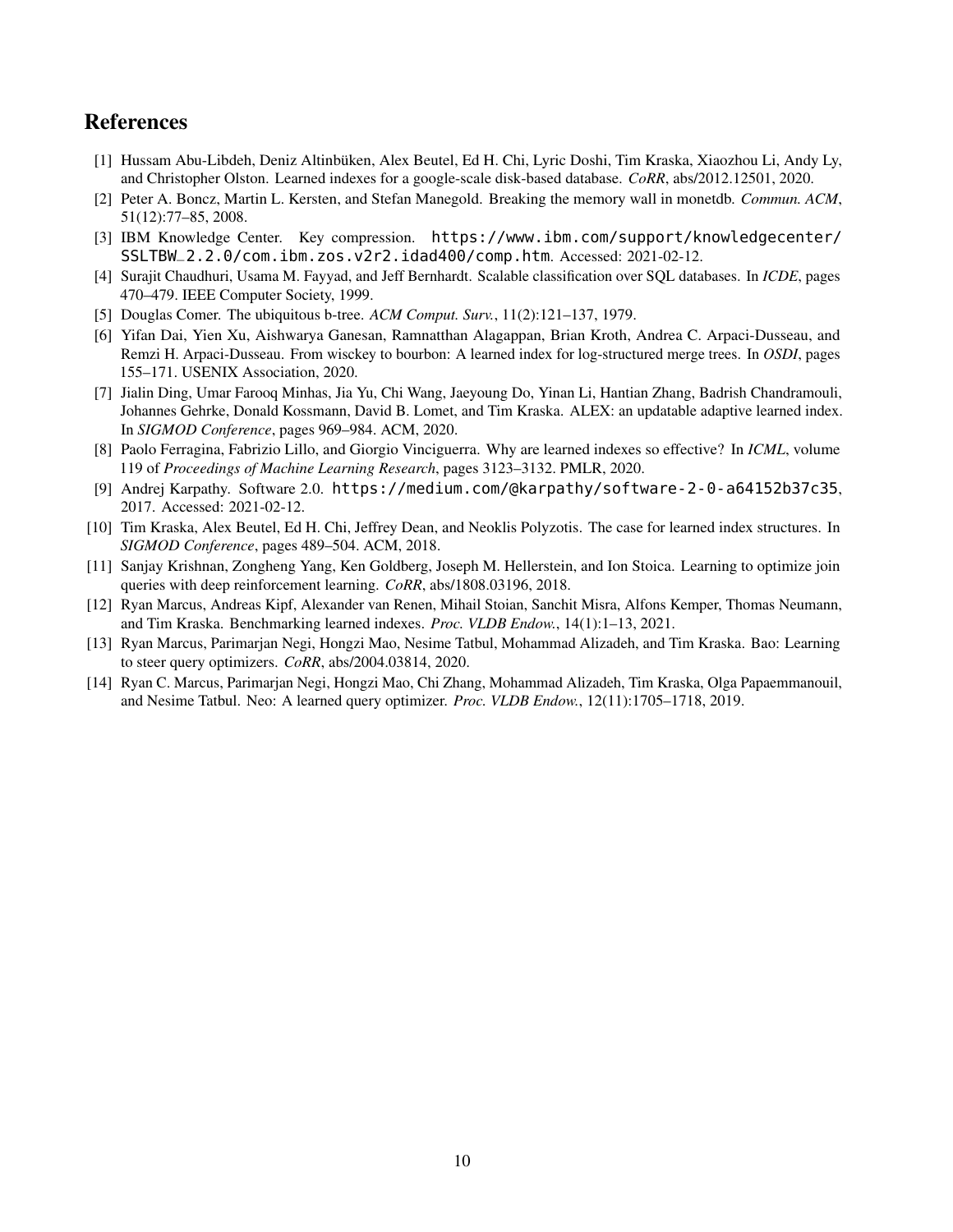# References

[1] Hussam Abu-Libdeh, Deniz Altinbüken, Alex Beutel, Ed H. Chi, Lyric Doshi, Tim Kraska, Xiaozhou Li, Andy Ly, and Christopher Olston. Learned indexes for a google-scale disk-based database. *CoRR*, abs/2012.12501, 2020.

[2] Peter A. Boncz, Martin L. Kersten, and Stefan Manegold. Breaking the memory wall in monetdb. *Commun. ACM*, 51(12):77–85, 2008.

[3] IBM Knowledge Center. Key compression. https://www.ibm.com/support/knowledgecenter/SSLTBW_2.2.0/com.ibm.zos.v2r2.idad400/comp.htm. Accessed: 2021-02-12.

[4] Surajit Chaudhuri, Usama M. Fayyad, and Jeff Bernhardt. Scalable classification over SQL databases. In *ICDE*, pages 470–479. IEEE Computer Society, 1999.

[5] Douglas Comer. The ubiquitous b-tree. *ACM Comput. Surv.*, 11(2):121–137, 1979.

[6] Yifan Dai, Yien Xu, Aishwarya Ganesan, Ramnatthan Alagappan, Brian Kroth, Andrea C. Arpaci-Dusseau, and Remzi H. Arpaci-Dusseau. From wisckey to bourbon: A learned index for log-structured merge trees. In *OSDI*, pages 155–171. USENIX Association, 2020.

[7] Jialin Ding, Umar Farooq Minhas, Jia Yu, Chi Wang, Jaeyoung Do, Yinan Li, Hantian Zhang, Badrish Chandramouli, Johannes Gehrke, Donald Kossmann, David B. Lomet, and Tim Kraska. ALEX: an updatable adaptive learned index. In *SIGMOD Conference*, pages 969–984. ACM, 2020.

[8] Paolo Ferragina, Fabrizio Lillo, and Giorgio Vinciguerra. Why are learned indexes so effective? In *ICML*, volume 119 of *Proceedings of Machine Learning Research*, pages 3123–3132. PMLR, 2020.

[9] Andrej Karpathy. Software 2.0. https://medium.com/@karpathy/software-2-0-a64152b37c35, 2017. Accessed: 2021-02-12.

[10] Tim Kraska, Alex Beutel, Ed H. Chi, Jeffrey Dean, and Neoklis Polyzotis. The case for learned index structures. In *SIGMOD Conference*, pages 489–504. ACM, 2018.

[11] Sanjay Krishnan, Zongheng Yang, Ken Goldberg, Joseph M. Hellerstein, and Ion Stoica. Learning to optimize join queries with deep reinforcement learning. *CoRR*, abs/1808.03196, 2018.

[12] Ryan Marcus, Andreas Kipf, Alexander van Renen, Mihail Stoian, Sanchit Misra, Alfons Kemper, Thomas Neumann, and Tim Kraska. Benchmarking learned indexes. *Proc. VLDB Endow.*, 14(1):1–13, 2021.

[13] Ryan Marcus, Parimarjan Negi, Hongzi Mao, Nesime Tatbul, Mohammad Alizadeh, and Tim Kraska. Bao: Learning to steer query optimizers. *CoRR*, abs/2004.03814, 2020.

[14] Ryan C. Marcus, Parimarjan Negi, Hongzi Mao, Chi Zhang, Mohammad Alizadeh, Tim Kraska, Olga Papaemmanouil, and Nesime Tatbul. Neo: A learned query optimizer. *Proc. VLDB Endow.*, 12(11):1705–1718, 2019.